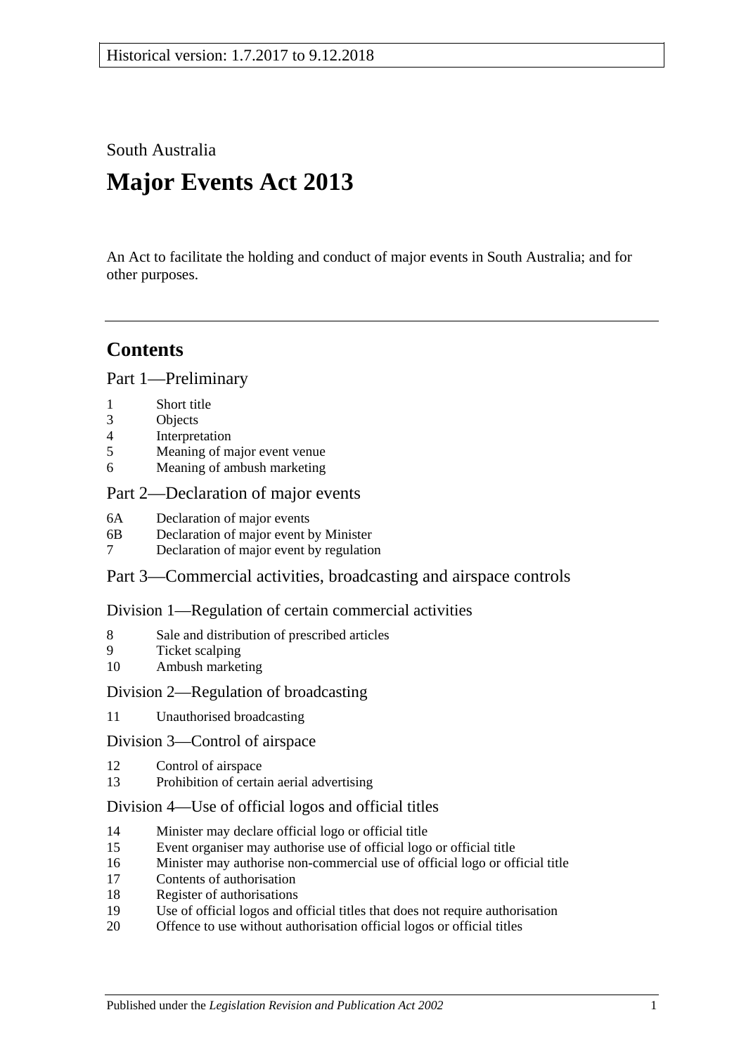Historical version: 1.7.2017 to 9.12.2018

South Australia

# Major Events Act 2013

An Act to facilitate the holding and conduct of major events in South Australia; and for other purposes.

---

## Contents

### Part 1—Preliminary

1 Short title
3 Objects
4 Interpretation
5 Meaning of major event venue
6 Meaning of ambush marketing

### Part 2—Declaration of major events

6A Declaration of major events
6B Declaration of major event by Minister
7 Declaration of major event by regulation

### Part 3—Commercial activities, broadcasting and airspace controls

#### Division 1—Regulation of certain commercial activities

8 Sale and distribution of prescribed articles
9 Ticket scalping
10 Ambush marketing

#### Division 2—Regulation of broadcasting

11 Unauthorised broadcasting

#### Division 3—Control of airspace

12 Control of airspace
13 Prohibition of certain aerial advertising

#### Division 4—Use of official logos and official titles

14 Minister may declare official logo or official title
15 Event organiser may authorise use of official logo or official title
16 Minister may authorise non-commercial use of official logo or official title
17 Contents of authorisation
18 Register of authorisations
19 Use of official logos and official titles that does not require authorisation
20 Offence to use without authorisation official logos or official titles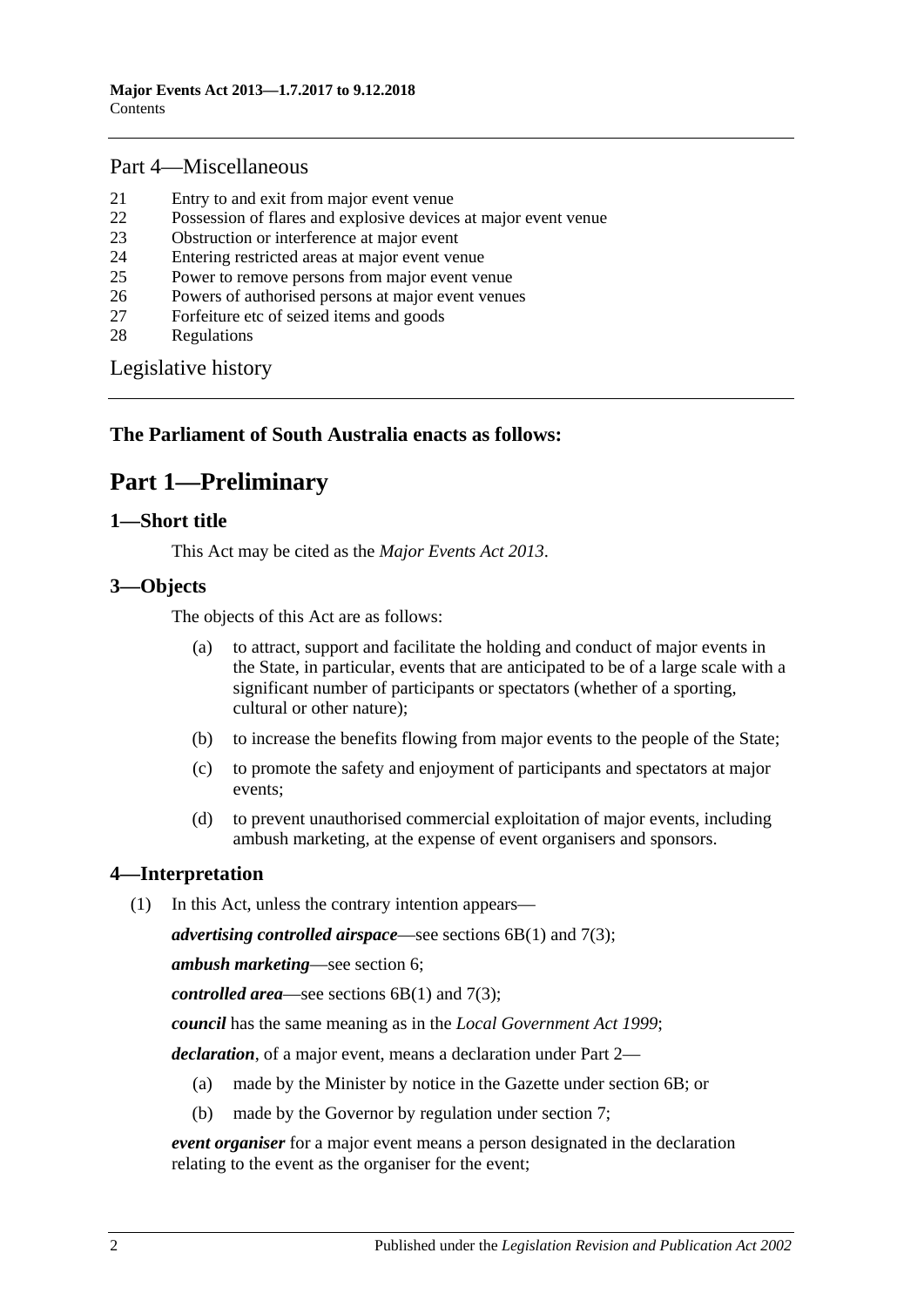## Part 4—Miscellaneous

21 Entry to and exit from major event venue
22 Possession of flares and explosive devices at major event venue
23 Obstruction or interference at major event
24 Entering restricted areas at major event venue
25 Power to remove persons from major event venue
26 Powers of authorised persons at major event venues
27 Forfeiture etc of seized items and goods
28 Regulations

Legislative history

**The Parliament of South Australia enacts as follows:**

# Part 1—Preliminary

## 1—Short title

This Act may be cited as the *Major Events Act 2013*.

## 3—Objects

The objects of this Act are as follows:

(a) to attract, support and facilitate the holding and conduct of major events in the State, in particular, events that are anticipated to be of a large scale with a significant number of participants or spectators (whether of a sporting, cultural or other nature);

(b) to increase the benefits flowing from major events to the people of the State;

(c) to promote the safety and enjoyment of participants and spectators at major events;

(d) to prevent unauthorised commercial exploitation of major events, including ambush marketing, at the expense of event organisers and sponsors.

## 4—Interpretation

(1) In this Act, unless the contrary intention appears—

***advertising controlled airspace***—see sections 6B(1) and 7(3);

***ambush marketing***—see section 6;

***controlled area***—see sections 6B(1) and 7(3);

***council*** has the same meaning as in the *Local Government Act 1999*;

***declaration***, of a major event, means a declaration under Part 2—

(a) made by the Minister by notice in the Gazette under section 6B; or

(b) made by the Governor by regulation under section 7;

***event organiser*** for a major event means a person designated in the declaration relating to the event as the organiser for the event;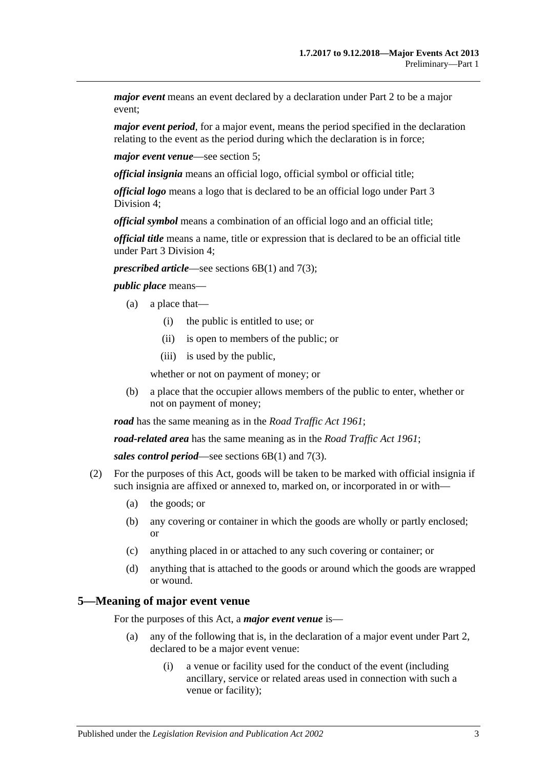***major event*** means an event declared by a declaration under Part 2 to be a major event;

***major event period***, for a major event, means the period specified in the declaration relating to the event as the period during which the declaration is in force;

***major event venue***—see section 5;

***official insignia*** means an official logo, official symbol or official title;

***official logo*** means a logo that is declared to be an official logo under Part 3 Division 4;

***official symbol*** means a combination of an official logo and an official title;

***official title*** means a name, title or expression that is declared to be an official title under Part 3 Division 4;

***prescribed article***—see sections 6B(1) and 7(3);

***public place*** means—

- (a) a place that—
  - (i) the public is entitled to use; or
  - (ii) is open to members of the public; or
  - (iii) is used by the public,

  whether or not on payment of money; or
- (b) a place that the occupier allows members of the public to enter, whether or not on payment of money;

***road*** has the same meaning as in the *Road Traffic Act 1961*;

***road-related area*** has the same meaning as in the *Road Traffic Act 1961*;

***sales control period***—see sections 6B(1) and 7(3).

(2) For the purposes of this Act, goods will be taken to be marked with official insignia if such insignia are affixed or annexed to, marked on, or incorporated in or with—

- (a) the goods; or
- (b) any covering or container in which the goods are wholly or partly enclosed; or
- (c) anything placed in or attached to any such covering or container; or
- (d) anything that is attached to the goods or around which the goods are wrapped or wound.

## 5—Meaning of major event venue

For the purposes of this Act, a ***major event venue*** is—

- (a) any of the following that is, in the declaration of a major event under Part 2, declared to be a major event venue:
  - (i) a venue or facility used for the conduct of the event (including ancillary, service or related areas used in connection with such a venue or facility);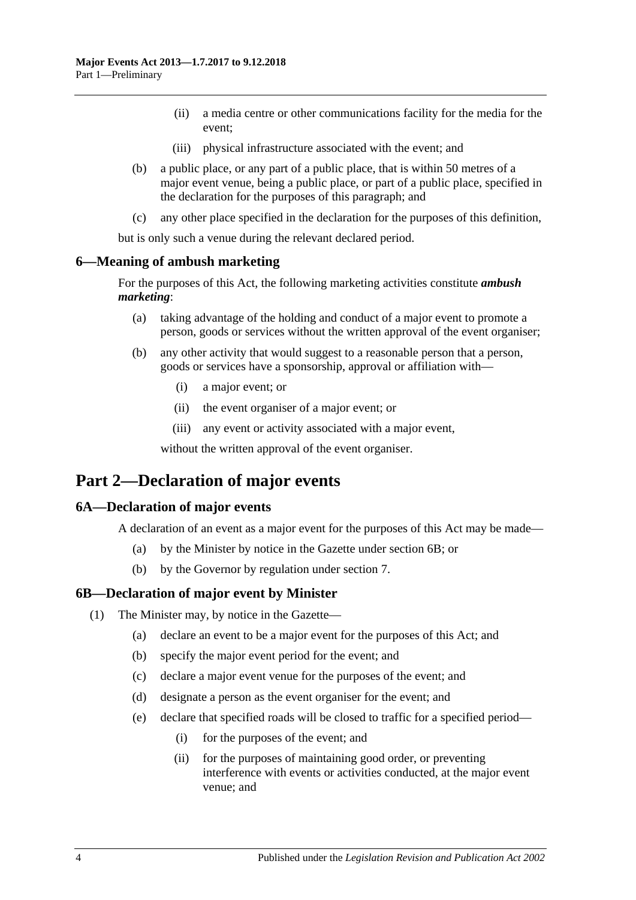(ii) a media centre or other communications facility for the media for the event;

(iii) physical infrastructure associated with the event; and

(b) a public place, or any part of a public place, that is within 50 metres of a major event venue, being a public place, or part of a public place, specified in the declaration for the purposes of this paragraph; and

(c) any other place specified in the declaration for the purposes of this definition,

but is only such a venue during the relevant declared period.

### 6—Meaning of ambush marketing

For the purposes of this Act, the following marketing activities constitute ***ambush marketing***:

(a) taking advantage of the holding and conduct of a major event to promote a person, goods or services without the written approval of the event organiser;

(b) any other activity that would suggest to a reasonable person that a person, goods or services have a sponsorship, approval or affiliation with—

(i) a major event; or

(ii) the event organiser of a major event; or

(iii) any event or activity associated with a major event,

without the written approval of the event organiser.

## Part 2—Declaration of major events

### 6A—Declaration of major events

A declaration of an event as a major event for the purposes of this Act may be made—

(a) by the Minister by notice in the Gazette under section 6B; or

(b) by the Governor by regulation under section 7.

### 6B—Declaration of major event by Minister

(1) The Minister may, by notice in the Gazette—

(a) declare an event to be a major event for the purposes of this Act; and

(b) specify the major event period for the event; and

(c) declare a major event venue for the purposes of the event; and

(d) designate a person as the event organiser for the event; and

(e) declare that specified roads will be closed to traffic for a specified period—

(i) for the purposes of the event; and

(ii) for the purposes of maintaining good order, or preventing interference with events or activities conducted, at the major event venue; and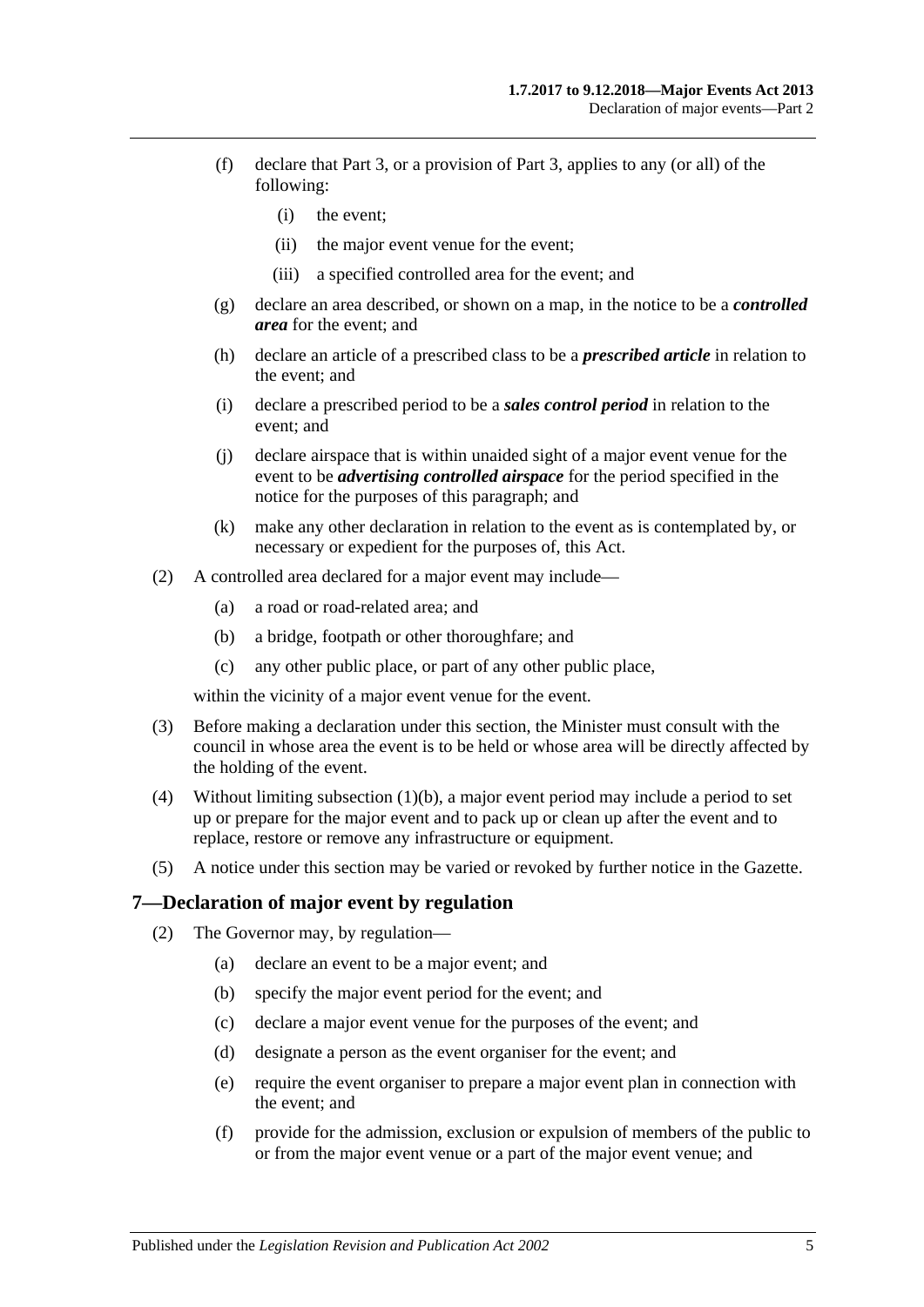(f) declare that Part 3, or a provision of Part 3, applies to any (or all) of the following:

(i) the event;

(ii) the major event venue for the event;

(iii) a specified controlled area for the event; and

(g) declare an area described, or shown on a map, in the notice to be a ***controlled area*** for the event; and

(h) declare an article of a prescribed class to be a ***prescribed article*** in relation to the event; and

(i) declare a prescribed period to be a ***sales control period*** in relation to the event; and

(j) declare airspace that is within unaided sight of a major event venue for the event to be ***advertising controlled airspace*** for the period specified in the notice for the purposes of this paragraph; and

(k) make any other declaration in relation to the event as is contemplated by, or necessary or expedient for the purposes of, this Act.

(2) A controlled area declared for a major event may include—

(a) a road or road-related area; and

(b) a bridge, footpath or other thoroughfare; and

(c) any other public place, or part of any other public place,

within the vicinity of a major event venue for the event.

(3) Before making a declaration under this section, the Minister must consult with the council in whose area the event is to be held or whose area will be directly affected by the holding of the event.

(4) Without limiting subsection (1)(b), a major event period may include a period to set up or prepare for the major event and to pack up or clean up after the event and to replace, restore or remove any infrastructure or equipment.

(5) A notice under this section may be varied or revoked by further notice in the Gazette.

## 7—Declaration of major event by regulation

(2) The Governor may, by regulation—

(a) declare an event to be a major event; and

(b) specify the major event period for the event; and

(c) declare a major event venue for the purposes of the event; and

(d) designate a person as the event organiser for the event; and

(e) require the event organiser to prepare a major event plan in connection with the event; and

(f) provide for the admission, exclusion or expulsion of members of the public to or from the major event venue or a part of the major event venue; and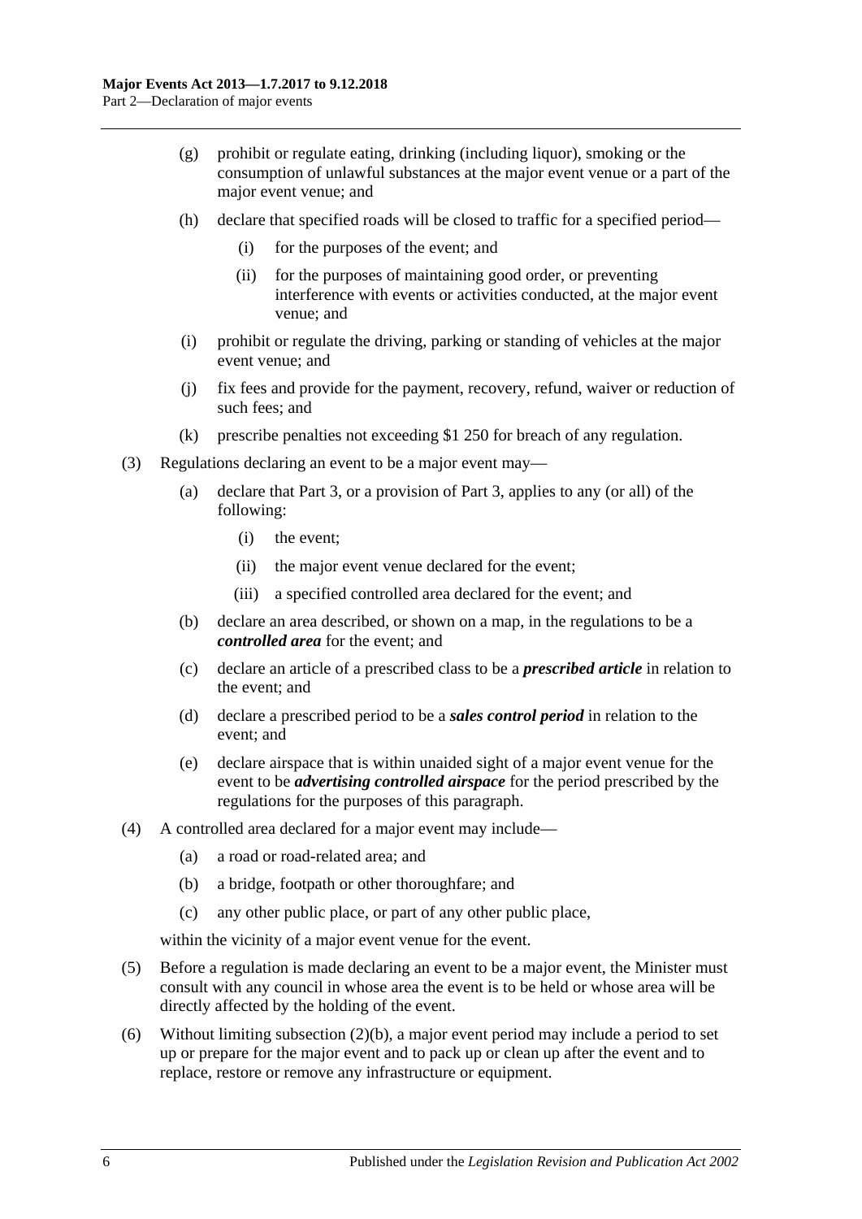(g) prohibit or regulate eating, drinking (including liquor), smoking or the consumption of unlawful substances at the major event venue or a part of the major event venue; and

(h) declare that specified roads will be closed to traffic for a specified period—

   (i) for the purposes of the event; and

   (ii) for the purposes of maintaining good order, or preventing interference with events or activities conducted, at the major event venue; and

(i) prohibit or regulate the driving, parking or standing of vehicles at the major event venue; and

(j) fix fees and provide for the payment, recovery, refund, waiver or reduction of such fees; and

(k) prescribe penalties not exceeding $1 250 for breach of any regulation.

(3) Regulations declaring an event to be a major event may—

   (a) declare that Part 3, or a provision of Part 3, applies to any (or all) of the following:

      (i) the event;

      (ii) the major event venue declared for the event;

      (iii) a specified controlled area declared for the event; and

   (b) declare an area described, or shown on a map, in the regulations to be a ***controlled area*** for the event; and

   (c) declare an article of a prescribed class to be a ***prescribed article*** in relation to the event; and

   (d) declare a prescribed period to be a ***sales control period*** in relation to the event; and

   (e) declare airspace that is within unaided sight of a major event venue for the event to be ***advertising controlled airspace*** for the period prescribed by the regulations for the purposes of this paragraph.

(4) A controlled area declared for a major event may include—

   (a) a road or road-related area; and

   (b) a bridge, footpath or other thoroughfare; and

   (c) any other public place, or part of any other public place,

within the vicinity of a major event venue for the event.

(5) Before a regulation is made declaring an event to be a major event, the Minister must consult with any council in whose area the event is to be held or whose area will be directly affected by the holding of the event.

(6) Without limiting subsection (2)(b), a major event period may include a period to set up or prepare for the major event and to pack up or clean up after the event and to replace, restore or remove any infrastructure or equipment.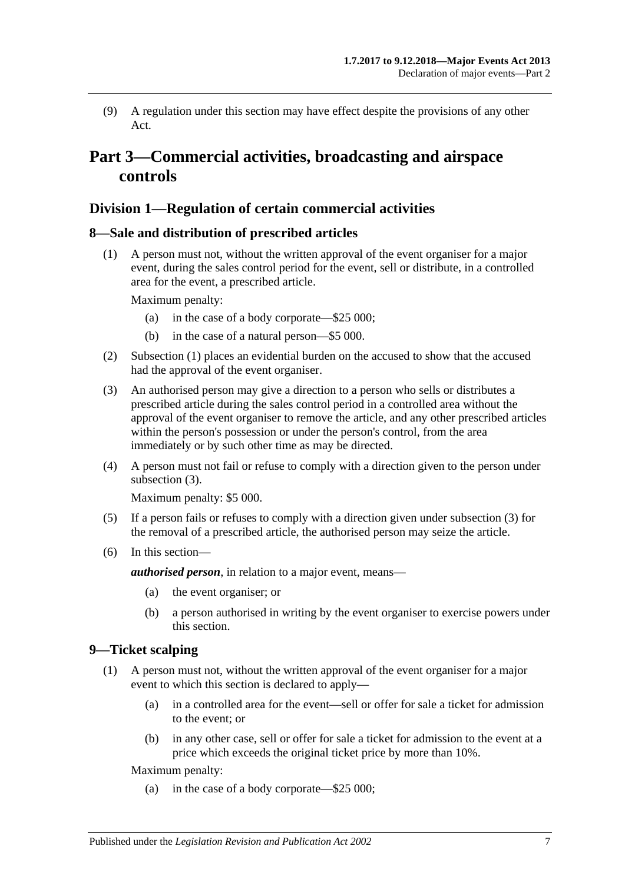(9) A regulation under this section may have effect despite the provisions of any other Act.

# Part 3—Commercial activities, broadcasting and airspace controls

## Division 1—Regulation of certain commercial activities

### 8—Sale and distribution of prescribed articles

(1) A person must not, without the written approval of the event organiser for a major event, during the sales control period for the event, sell or distribute, in a controlled area for the event, a prescribed article.

Maximum penalty:

(a) in the case of a body corporate—$25 000;

(b) in the case of a natural person—$5 000.

(2) Subsection (1) places an evidential burden on the accused to show that the accused had the approval of the event organiser.

(3) An authorised person may give a direction to a person who sells or distributes a prescribed article during the sales control period in a controlled area without the approval of the event organiser to remove the article, and any other prescribed articles within the person's possession or under the person's control, from the area immediately or by such other time as may be directed.

(4) A person must not fail or refuse to comply with a direction given to the person under subsection (3).

Maximum penalty: $5 000.

(5) If a person fails or refuses to comply with a direction given under subsection (3) for the removal of a prescribed article, the authorised person may seize the article.

(6) In this section—

***authorised person***, in relation to a major event, means—

(a) the event organiser; or

(b) a person authorised in writing by the event organiser to exercise powers under this section.

### 9—Ticket scalping

(1) A person must not, without the written approval of the event organiser for a major event to which this section is declared to apply—

(a) in a controlled area for the event—sell or offer for sale a ticket for admission to the event; or

(b) in any other case, sell or offer for sale a ticket for admission to the event at a price which exceeds the original ticket price by more than 10%.

Maximum penalty:

(a) in the case of a body corporate—$25 000;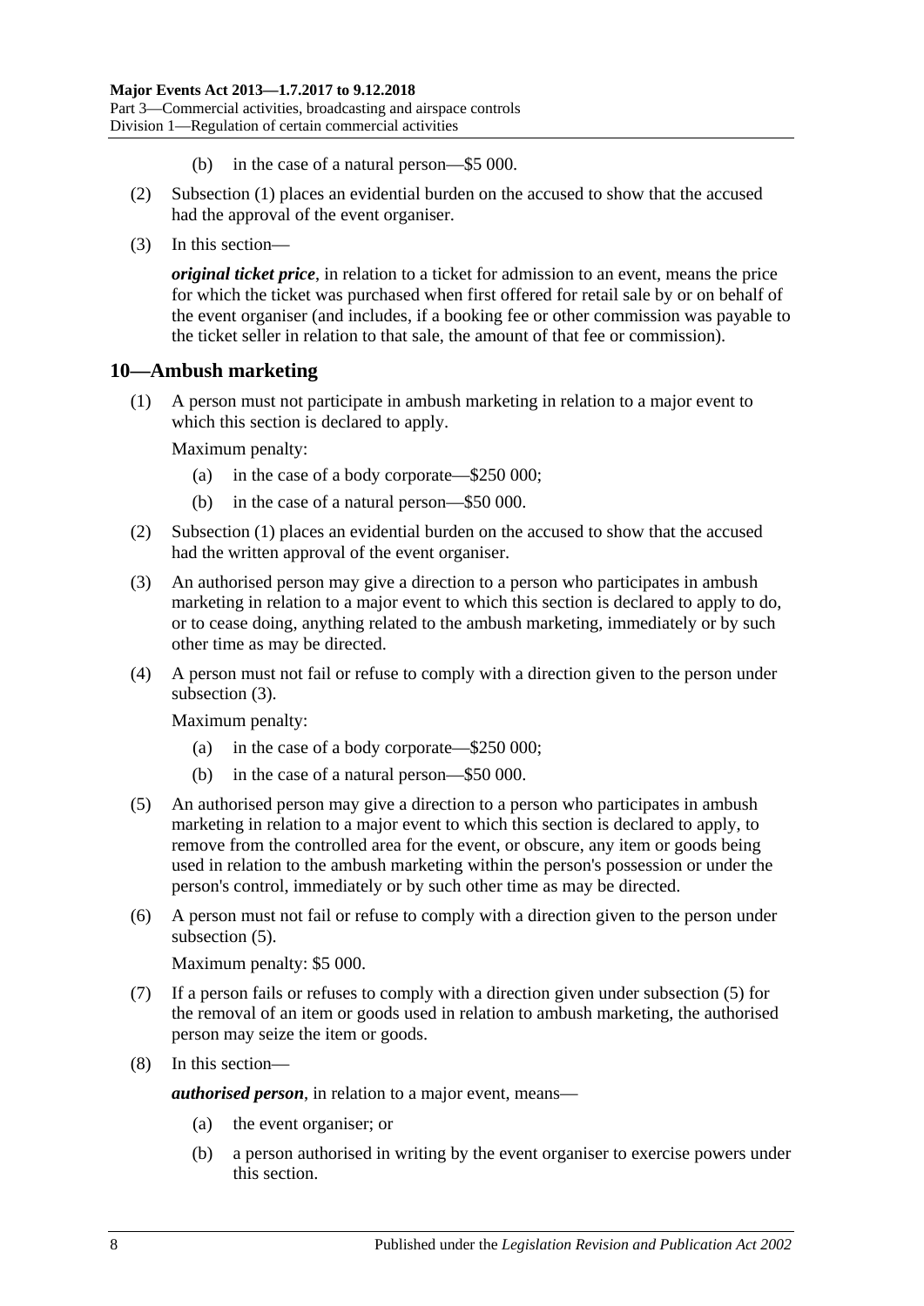(b) in the case of a natural person—$5 000.

(2) Subsection (1) places an evidential burden on the accused to show that the accused had the approval of the event organiser.

(3) In this section—

***original ticket price***, in relation to a ticket for admission to an event, means the price for which the ticket was purchased when first offered for retail sale by or on behalf of the event organiser (and includes, if a booking fee or other commission was payable to the ticket seller in relation to that sale, the amount of that fee or commission).

## 10—Ambush marketing

(1) A person must not participate in ambush marketing in relation to a major event to which this section is declared to apply.

Maximum penalty:

(a) in the case of a body corporate—$250 000;

(b) in the case of a natural person—$50 000.

(2) Subsection (1) places an evidential burden on the accused to show that the accused had the written approval of the event organiser.

(3) An authorised person may give a direction to a person who participates in ambush marketing in relation to a major event to which this section is declared to apply to do, or to cease doing, anything related to the ambush marketing, immediately or by such other time as may be directed.

(4) A person must not fail or refuse to comply with a direction given to the person under subsection (3).

Maximum penalty:

(a) in the case of a body corporate—$250 000;

(b) in the case of a natural person—$50 000.

(5) An authorised person may give a direction to a person who participates in ambush marketing in relation to a major event to which this section is declared to apply, to remove from the controlled area for the event, or obscure, any item or goods being used in relation to the ambush marketing within the person's possession or under the person's control, immediately or by such other time as may be directed.

(6) A person must not fail or refuse to comply with a direction given to the person under subsection (5).

Maximum penalty: $5 000.

(7) If a person fails or refuses to comply with a direction given under subsection (5) for the removal of an item or goods used in relation to ambush marketing, the authorised person may seize the item or goods.

(8) In this section—

***authorised person***, in relation to a major event, means—

(a) the event organiser; or

(b) a person authorised in writing by the event organiser to exercise powers under this section.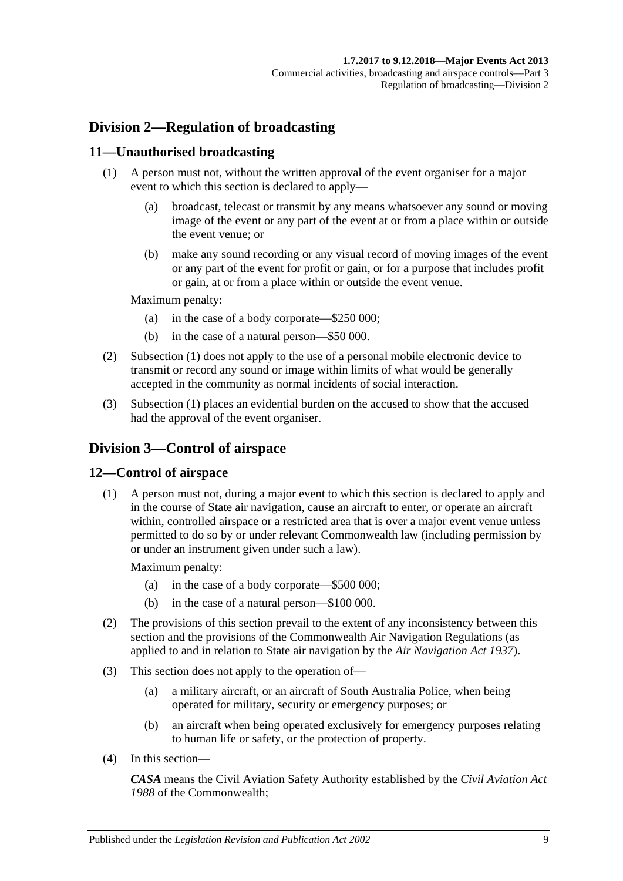## Division 2—Regulation of broadcasting

### 11—Unauthorised broadcasting

(1) A person must not, without the written approval of the event organiser for a major event to which this section is declared to apply—

(a) broadcast, telecast or transmit by any means whatsoever any sound or moving image of the event or any part of the event at or from a place within or outside the event venue; or

(b) make any sound recording or any visual record of moving images of the event or any part of the event for profit or gain, or for a purpose that includes profit or gain, at or from a place within or outside the event venue.

Maximum penalty:

(a) in the case of a body corporate—$250 000;

(b) in the case of a natural person—$50 000.

(2) Subsection (1) does not apply to the use of a personal mobile electronic device to transmit or record any sound or image within limits of what would be generally accepted in the community as normal incidents of social interaction.

(3) Subsection (1) places an evidential burden on the accused to show that the accused had the approval of the event organiser.

## Division 3—Control of airspace

### 12—Control of airspace

(1) A person must not, during a major event to which this section is declared to apply and in the course of State air navigation, cause an aircraft to enter, or operate an aircraft within, controlled airspace or a restricted area that is over a major event venue unless permitted to do so by or under relevant Commonwealth law (including permission by or under an instrument given under such a law).

Maximum penalty:

(a) in the case of a body corporate—$500 000;

(b) in the case of a natural person—$100 000.

(2) The provisions of this section prevail to the extent of any inconsistency between this section and the provisions of the Commonwealth Air Navigation Regulations (as applied to and in relation to State air navigation by the *Air Navigation Act 1937*).

(3) This section does not apply to the operation of—

(a) a military aircraft, or an aircraft of South Australia Police, when being operated for military, security or emergency purposes; or

(b) an aircraft when being operated exclusively for emergency purposes relating to human life or safety, or the protection of property.

(4) In this section—

***CASA*** means the Civil Aviation Safety Authority established by the *Civil Aviation Act 1988* of the Commonwealth;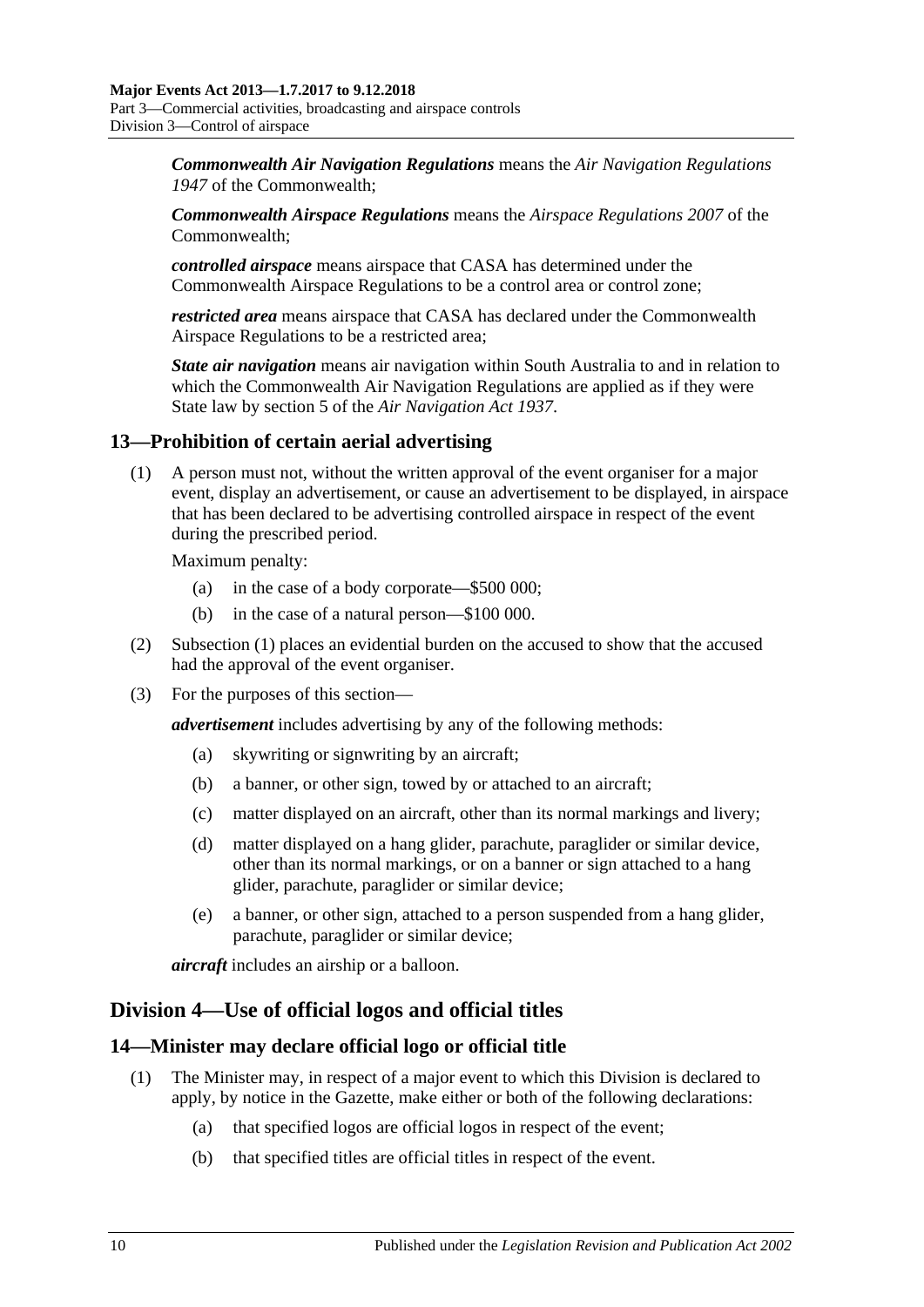***Commonwealth Air Navigation Regulations*** means the *Air Navigation Regulations 1947* of the Commonwealth;

***Commonwealth Airspace Regulations*** means the *Airspace Regulations 2007* of the Commonwealth;

***controlled airspace*** means airspace that CASA has determined under the Commonwealth Airspace Regulations to be a control area or control zone;

***restricted area*** means airspace that CASA has declared under the Commonwealth Airspace Regulations to be a restricted area;

***State air navigation*** means air navigation within South Australia to and in relation to which the Commonwealth Air Navigation Regulations are applied as if they were State law by section 5 of the *Air Navigation Act 1937*.

## 13—Prohibition of certain aerial advertising

(1) A person must not, without the written approval of the event organiser for a major event, display an advertisement, or cause an advertisement to be displayed, in airspace that has been declared to be advertising controlled airspace in respect of the event during the prescribed period.

Maximum penalty:

(a) in the case of a body corporate—$500 000;

(b) in the case of a natural person—$100 000.

(2) Subsection (1) places an evidential burden on the accused to show that the accused had the approval of the event organiser.

(3) For the purposes of this section—

***advertisement*** includes advertising by any of the following methods:

(a) skywriting or signwriting by an aircraft;

(b) a banner, or other sign, towed by or attached to an aircraft;

(c) matter displayed on an aircraft, other than its normal markings and livery;

(d) matter displayed on a hang glider, parachute, paraglider or similar device, other than its normal markings, or on a banner or sign attached to a hang glider, parachute, paraglider or similar device;

(e) a banner, or other sign, attached to a person suspended from a hang glider, parachute, paraglider or similar device;

***aircraft*** includes an airship or a balloon.

# Division 4—Use of official logos and official titles

## 14—Minister may declare official logo or official title

(1) The Minister may, in respect of a major event to which this Division is declared to apply, by notice in the Gazette, make either or both of the following declarations:

(a) that specified logos are official logos in respect of the event;

(b) that specified titles are official titles in respect of the event.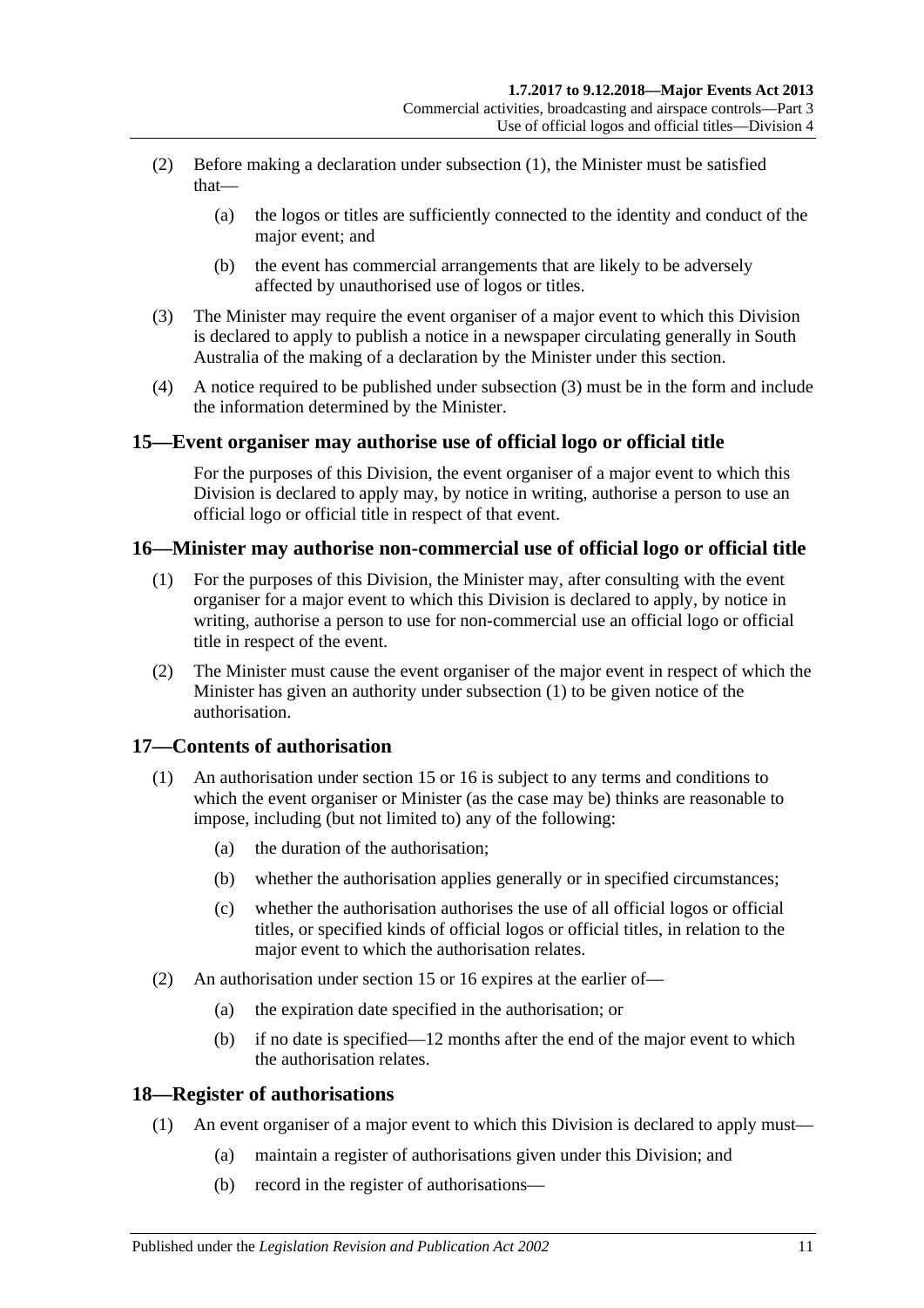(2) Before making a declaration under subsection (1), the Minister must be satisfied that—

(a) the logos or titles are sufficiently connected to the identity and conduct of the major event; and

(b) the event has commercial arrangements that are likely to be adversely affected by unauthorised use of logos or titles.

(3) The Minister may require the event organiser of a major event to which this Division is declared to apply to publish a notice in a newspaper circulating generally in South Australia of the making of a declaration by the Minister under this section.

(4) A notice required to be published under subsection (3) must be in the form and include the information determined by the Minister.

## 15—Event organiser may authorise use of official logo or official title

For the purposes of this Division, the event organiser of a major event to which this Division is declared to apply may, by notice in writing, authorise a person to use an official logo or official title in respect of that event.

## 16—Minister may authorise non-commercial use of official logo or official title

(1) For the purposes of this Division, the Minister may, after consulting with the event organiser for a major event to which this Division is declared to apply, by notice in writing, authorise a person to use for non-commercial use an official logo or official title in respect of the event.

(2) The Minister must cause the event organiser of the major event in respect of which the Minister has given an authority under subsection (1) to be given notice of the authorisation.

## 17—Contents of authorisation

(1) An authorisation under section 15 or 16 is subject to any terms and conditions to which the event organiser or Minister (as the case may be) thinks are reasonable to impose, including (but not limited to) any of the following:

(a) the duration of the authorisation;

(b) whether the authorisation applies generally or in specified circumstances;

(c) whether the authorisation authorises the use of all official logos or official titles, or specified kinds of official logos or official titles, in relation to the major event to which the authorisation relates.

(2) An authorisation under section 15 or 16 expires at the earlier of—

(a) the expiration date specified in the authorisation; or

(b) if no date is specified—12 months after the end of the major event to which the authorisation relates.

## 18—Register of authorisations

(1) An event organiser of a major event to which this Division is declared to apply must—

(a) maintain a register of authorisations given under this Division; and

(b) record in the register of authorisations—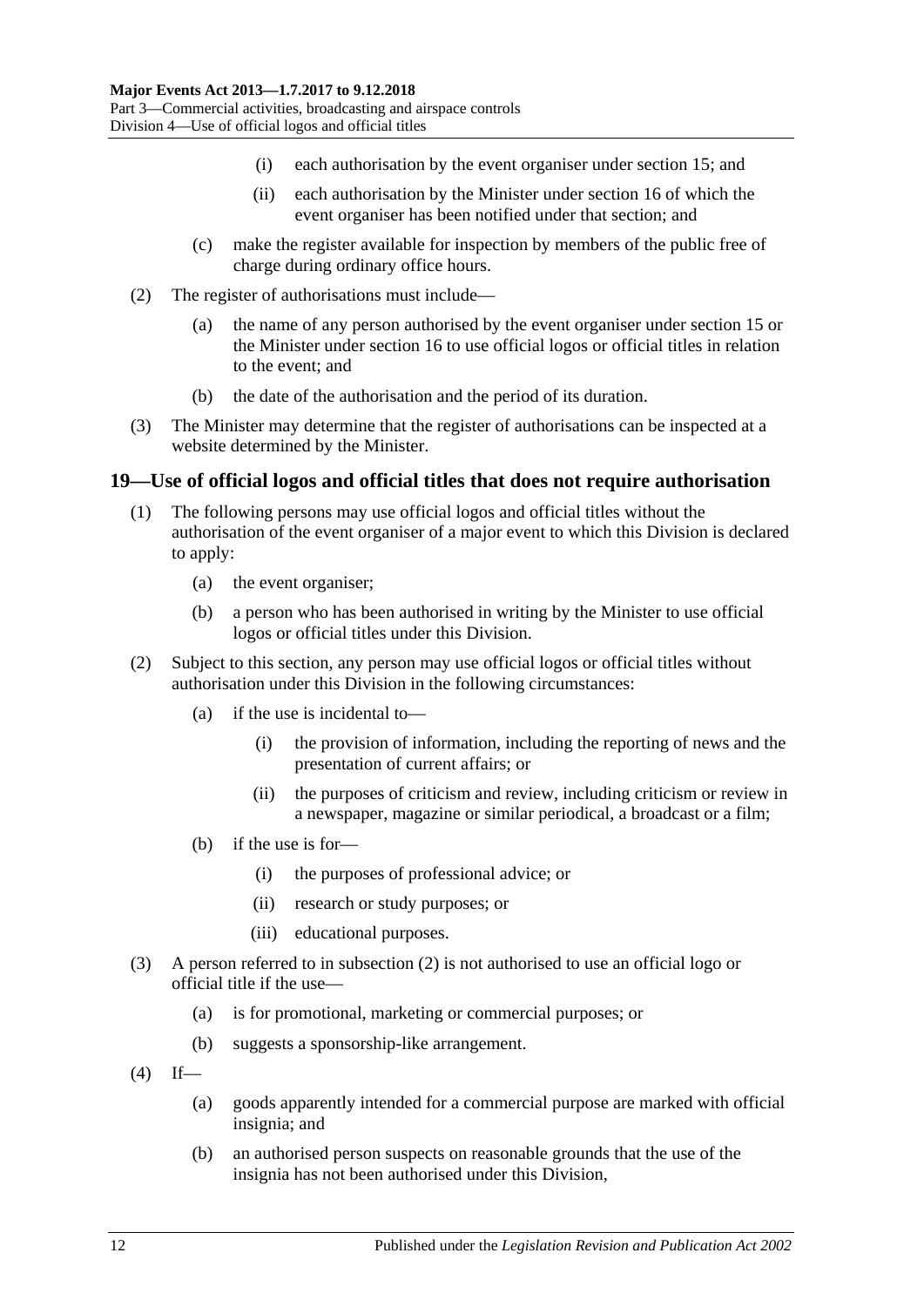(i) each authorisation by the event organiser under section 15; and

(ii) each authorisation by the Minister under section 16 of which the event organiser has been notified under that section; and

(c) make the register available for inspection by members of the public free of charge during ordinary office hours.

(2) The register of authorisations must include—

(a) the name of any person authorised by the event organiser under section 15 or the Minister under section 16 to use official logos or official titles in relation to the event; and

(b) the date of the authorisation and the period of its duration.

(3) The Minister may determine that the register of authorisations can be inspected at a website determined by the Minister.

## 19—Use of official logos and official titles that does not require authorisation

(1) The following persons may use official logos and official titles without the authorisation of the event organiser of a major event to which this Division is declared to apply:

(a) the event organiser;

(b) a person who has been authorised in writing by the Minister to use official logos or official titles under this Division.

(2) Subject to this section, any person may use official logos or official titles without authorisation under this Division in the following circumstances:

(a) if the use is incidental to—

(i) the provision of information, including the reporting of news and the presentation of current affairs; or

(ii) the purposes of criticism and review, including criticism or review in a newspaper, magazine or similar periodical, a broadcast or a film;

(b) if the use is for—

(i) the purposes of professional advice; or

(ii) research or study purposes; or

(iii) educational purposes.

(3) A person referred to in subsection (2) is not authorised to use an official logo or official title if the use—

(a) is for promotional, marketing or commercial purposes; or

(b) suggests a sponsorship-like arrangement.

(4) If—

(a) goods apparently intended for a commercial purpose are marked with official insignia; and

(b) an authorised person suspects on reasonable grounds that the use of the insignia has not been authorised under this Division,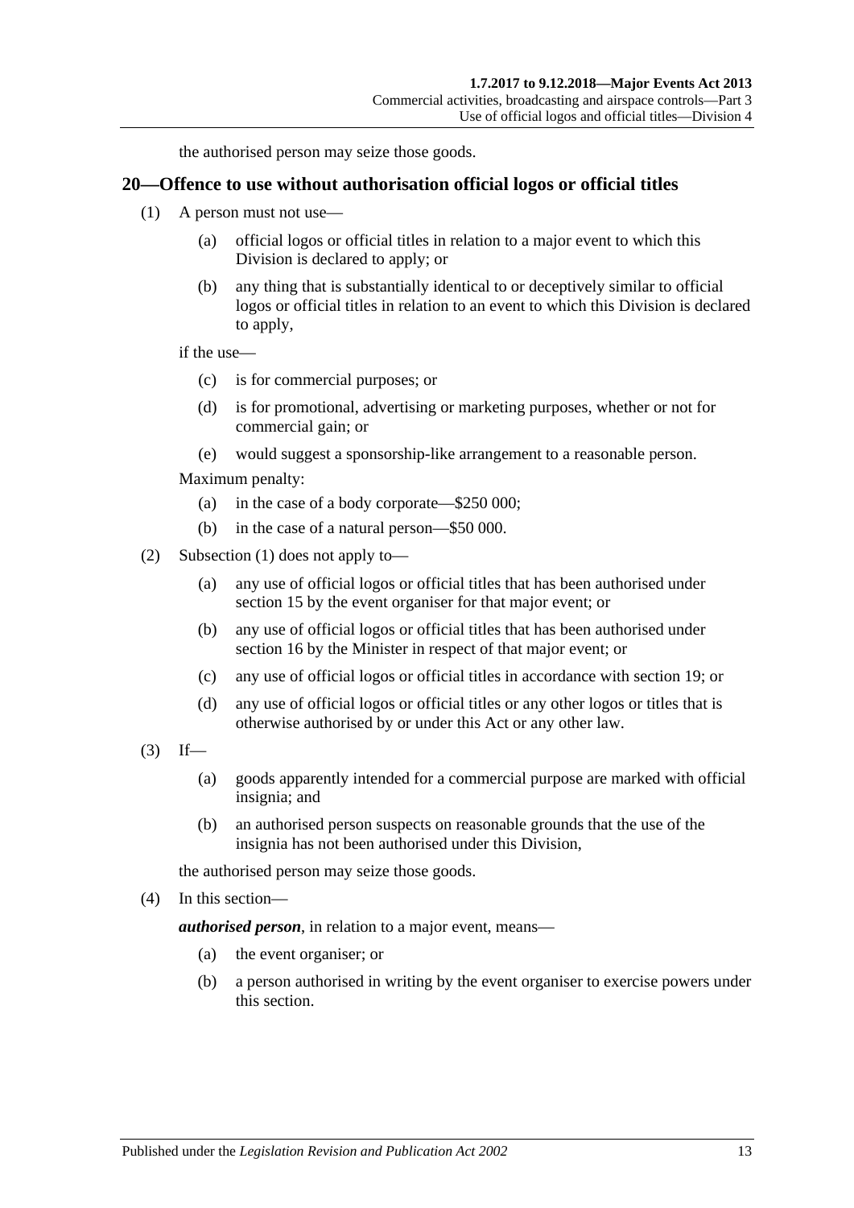the authorised person may seize those goods.

## 20—Offence to use without authorisation official logos or official titles

(1) A person must not use—

(a) official logos or official titles in relation to a major event to which this Division is declared to apply; or

(b) any thing that is substantially identical to or deceptively similar to official logos or official titles in relation to an event to which this Division is declared to apply,

if the use—

(c) is for commercial purposes; or

(d) is for promotional, advertising or marketing purposes, whether or not for commercial gain; or

(e) would suggest a sponsorship-like arrangement to a reasonable person.

Maximum penalty:

(a) in the case of a body corporate—$250 000;

(b) in the case of a natural person—$50 000.

(2) Subsection (1) does not apply to—

(a) any use of official logos or official titles that has been authorised under section 15 by the event organiser for that major event; or

(b) any use of official logos or official titles that has been authorised under section 16 by the Minister in respect of that major event; or

(c) any use of official logos or official titles in accordance with section 19; or

(d) any use of official logos or official titles or any other logos or titles that is otherwise authorised by or under this Act or any other law.

(3) If—

(a) goods apparently intended for a commercial purpose are marked with official insignia; and

(b) an authorised person suspects on reasonable grounds that the use of the insignia has not been authorised under this Division,

the authorised person may seize those goods.

(4) In this section—

***authorised person***, in relation to a major event, means—

(a) the event organiser; or

(b) a person authorised in writing by the event organiser to exercise powers under this section.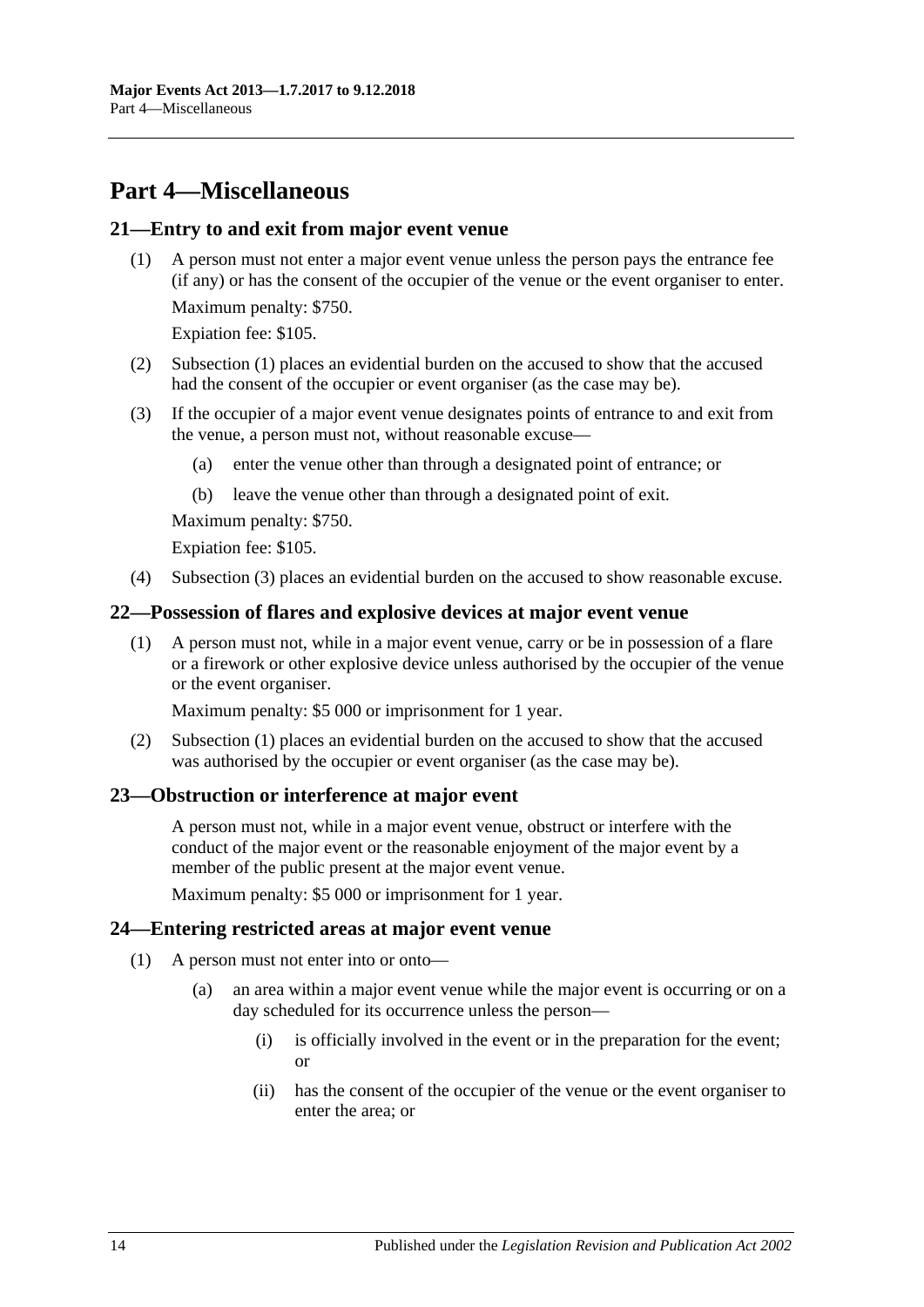# Part 4—Miscellaneous

## 21—Entry to and exit from major event venue

(1) A person must not enter a major event venue unless the person pays the entrance fee (if any) or has the consent of the occupier of the venue or the event organiser to enter.

Maximum penalty: $750.

Expiation fee: $105.

(2) Subsection (1) places an evidential burden on the accused to show that the accused had the consent of the occupier or event organiser (as the case may be).

(3) If the occupier of a major event venue designates points of entrance to and exit from the venue, a person must not, without reasonable excuse—

(a) enter the venue other than through a designated point of entrance; or

(b) leave the venue other than through a designated point of exit.

Maximum penalty: $750.

Expiation fee: $105.

(4) Subsection (3) places an evidential burden on the accused to show reasonable excuse.

## 22—Possession of flares and explosive devices at major event venue

(1) A person must not, while in a major event venue, carry or be in possession of a flare or a firework or other explosive device unless authorised by the occupier of the venue or the event organiser.

Maximum penalty: $5 000 or imprisonment for 1 year.

(2) Subsection (1) places an evidential burden on the accused to show that the accused was authorised by the occupier or event organiser (as the case may be).

## 23—Obstruction or interference at major event

A person must not, while in a major event venue, obstruct or interfere with the conduct of the major event or the reasonable enjoyment of the major event by a member of the public present at the major event venue.

Maximum penalty: $5 000 or imprisonment for 1 year.

## 24—Entering restricted areas at major event venue

(1) A person must not enter into or onto—

(a) an area within a major event venue while the major event is occurring or on a day scheduled for its occurrence unless the person—

(i) is officially involved in the event or in the preparation for the event; or

(ii) has the consent of the occupier of the venue or the event organiser to enter the area; or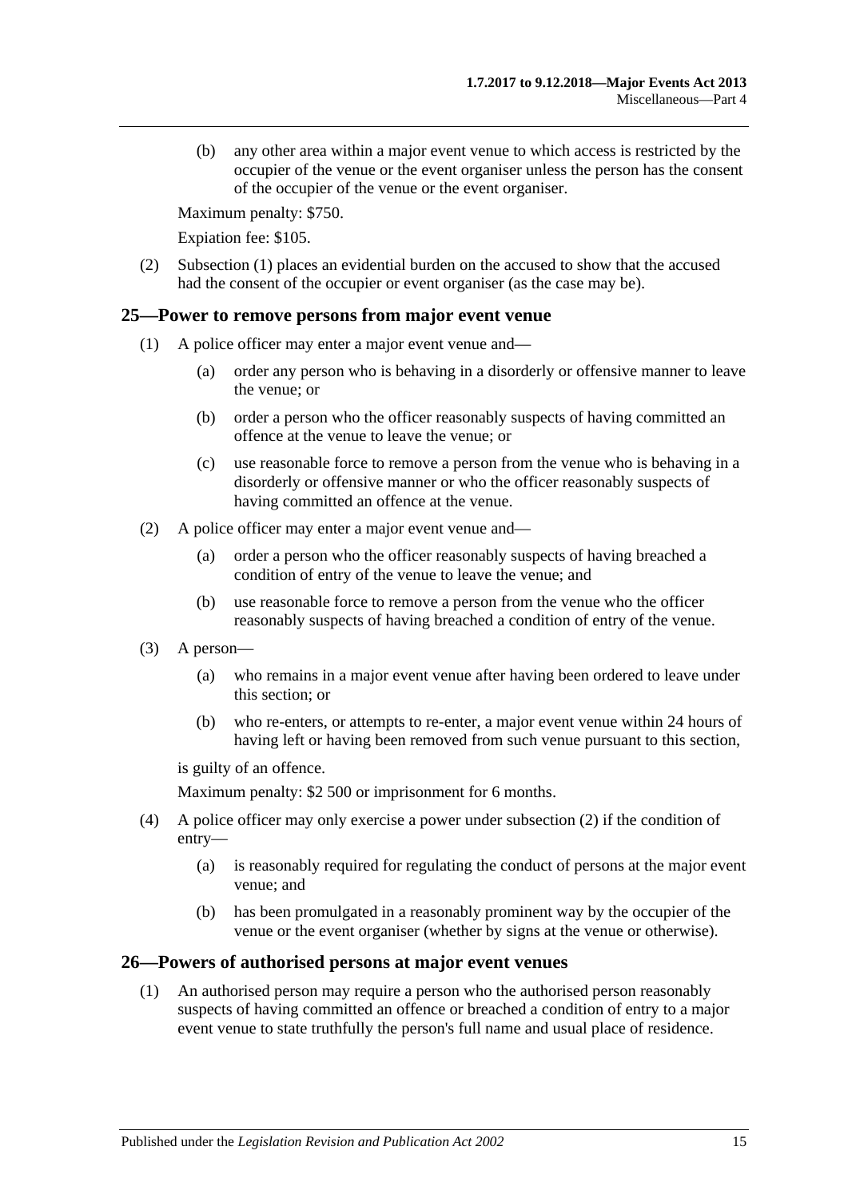(b) any other area within a major event venue to which access is restricted by the occupier of the venue or the event organiser unless the person has the consent of the occupier of the venue or the event organiser.

Maximum penalty: $750.

Expiation fee: $105.

(2) Subsection (1) places an evidential burden on the accused to show that the accused had the consent of the occupier or event organiser (as the case may be).

## 25—Power to remove persons from major event venue

(1) A police officer may enter a major event venue and—

(a) order any person who is behaving in a disorderly or offensive manner to leave the venue; or

(b) order a person who the officer reasonably suspects of having committed an offence at the venue to leave the venue; or

(c) use reasonable force to remove a person from the venue who is behaving in a disorderly or offensive manner or who the officer reasonably suspects of having committed an offence at the venue.

(2) A police officer may enter a major event venue and—

(a) order a person who the officer reasonably suspects of having breached a condition of entry of the venue to leave the venue; and

(b) use reasonable force to remove a person from the venue who the officer reasonably suspects of having breached a condition of entry of the venue.

(3) A person—

(a) who remains in a major event venue after having been ordered to leave under this section; or

(b) who re-enters, or attempts to re-enter, a major event venue within 24 hours of having left or having been removed from such venue pursuant to this section,

is guilty of an offence.

Maximum penalty: $2 500 or imprisonment for 6 months.

(4) A police officer may only exercise a power under subsection (2) if the condition of entry—

(a) is reasonably required for regulating the conduct of persons at the major event venue; and

(b) has been promulgated in a reasonably prominent way by the occupier of the venue or the event organiser (whether by signs at the venue or otherwise).

## 26—Powers of authorised persons at major event venues

(1) An authorised person may require a person who the authorised person reasonably suspects of having committed an offence or breached a condition of entry to a major event venue to state truthfully the person's full name and usual place of residence.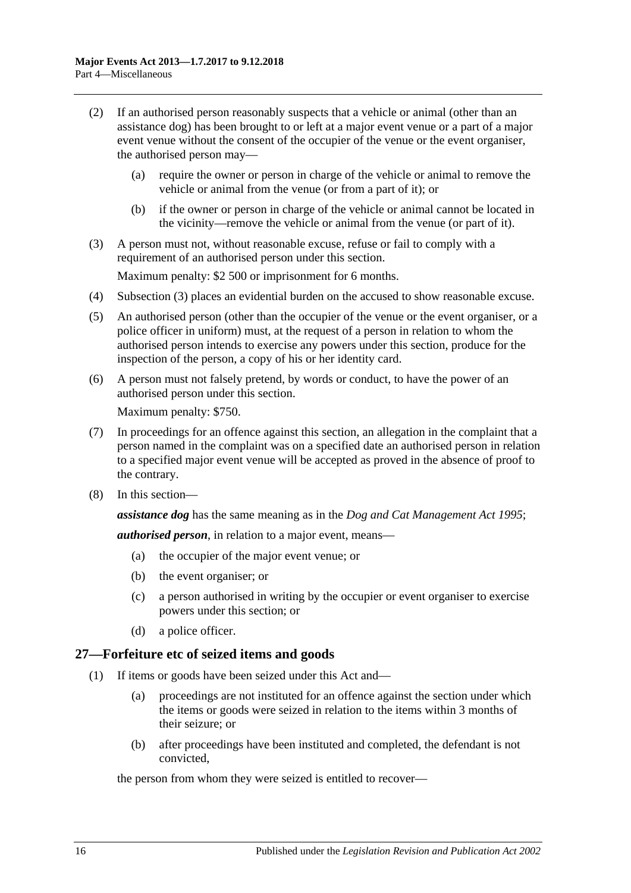(2) If an authorised person reasonably suspects that a vehicle or animal (other than an assistance dog) has been brought to or left at a major event venue or a part of a major event venue without the consent of the occupier of the venue or the event organiser, the authorised person may—

(a) require the owner or person in charge of the vehicle or animal to remove the vehicle or animal from the venue (or from a part of it); or

(b) if the owner or person in charge of the vehicle or animal cannot be located in the vicinity—remove the vehicle or animal from the venue (or part of it).

(3) A person must not, without reasonable excuse, refuse or fail to comply with a requirement of an authorised person under this section.

Maximum penalty: $2 500 or imprisonment for 6 months.

(4) Subsection (3) places an evidential burden on the accused to show reasonable excuse.

(5) An authorised person (other than the occupier of the venue or the event organiser, or a police officer in uniform) must, at the request of a person in relation to whom the authorised person intends to exercise any powers under this section, produce for the inspection of the person, a copy of his or her identity card.

(6) A person must not falsely pretend, by words or conduct, to have the power of an authorised person under this section.

Maximum penalty: $750.

(7) In proceedings for an offence against this section, an allegation in the complaint that a person named in the complaint was on a specified date an authorised person in relation to a specified major event venue will be accepted as proved in the absence of proof to the contrary.

(8) In this section—

***assistance dog*** has the same meaning as in the *Dog and Cat Management Act 1995*;

***authorised person***, in relation to a major event, means—

(a) the occupier of the major event venue; or

(b) the event organiser; or

(c) a person authorised in writing by the occupier or event organiser to exercise powers under this section; or

(d) a police officer.

## 27—Forfeiture etc of seized items and goods

(1) If items or goods have been seized under this Act and—

(a) proceedings are not instituted for an offence against the section under which the items or goods were seized in relation to the items within 3 months of their seizure; or

(b) after proceedings have been instituted and completed, the defendant is not convicted,

the person from whom they were seized is entitled to recover—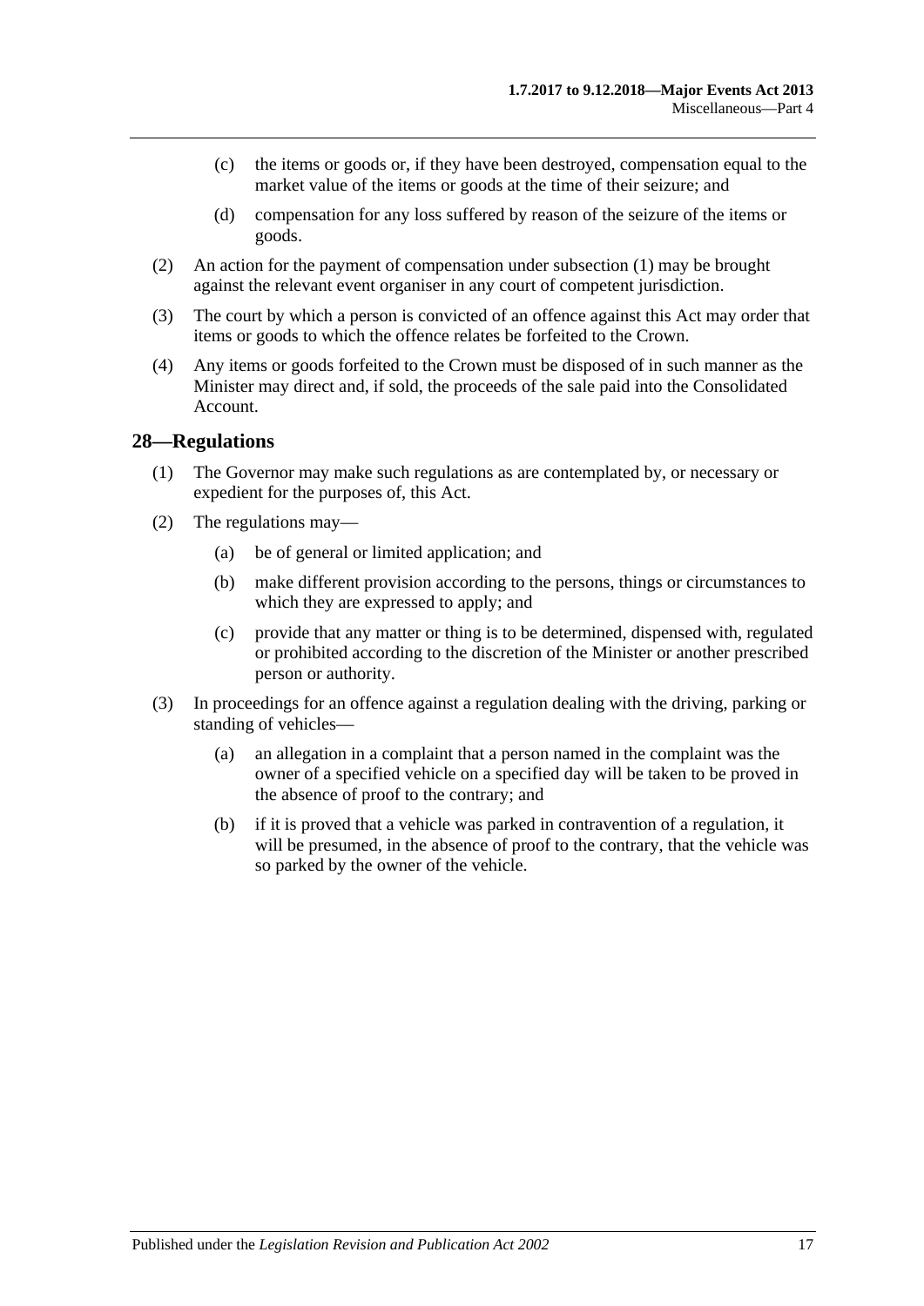(c) the items or goods or, if they have been destroyed, compensation equal to the market value of the items or goods at the time of their seizure; and

(d) compensation for any loss suffered by reason of the seizure of the items or goods.

(2) An action for the payment of compensation under subsection (1) may be brought against the relevant event organiser in any court of competent jurisdiction.

(3) The court by which a person is convicted of an offence against this Act may order that items or goods to which the offence relates be forfeited to the Crown.

(4) Any items or goods forfeited to the Crown must be disposed of in such manner as the Minister may direct and, if sold, the proceeds of the sale paid into the Consolidated Account.

## 28—Regulations

(1) The Governor may make such regulations as are contemplated by, or necessary or expedient for the purposes of, this Act.

(2) The regulations may—

(a) be of general or limited application; and

(b) make different provision according to the persons, things or circumstances to which they are expressed to apply; and

(c) provide that any matter or thing is to be determined, dispensed with, regulated or prohibited according to the discretion of the Minister or another prescribed person or authority.

(3) In proceedings for an offence against a regulation dealing with the driving, parking or standing of vehicles—

(a) an allegation in a complaint that a person named in the complaint was the owner of a specified vehicle on a specified day will be taken to be proved in the absence of proof to the contrary; and

(b) if it is proved that a vehicle was parked in contravention of a regulation, it will be presumed, in the absence of proof to the contrary, that the vehicle was so parked by the owner of the vehicle.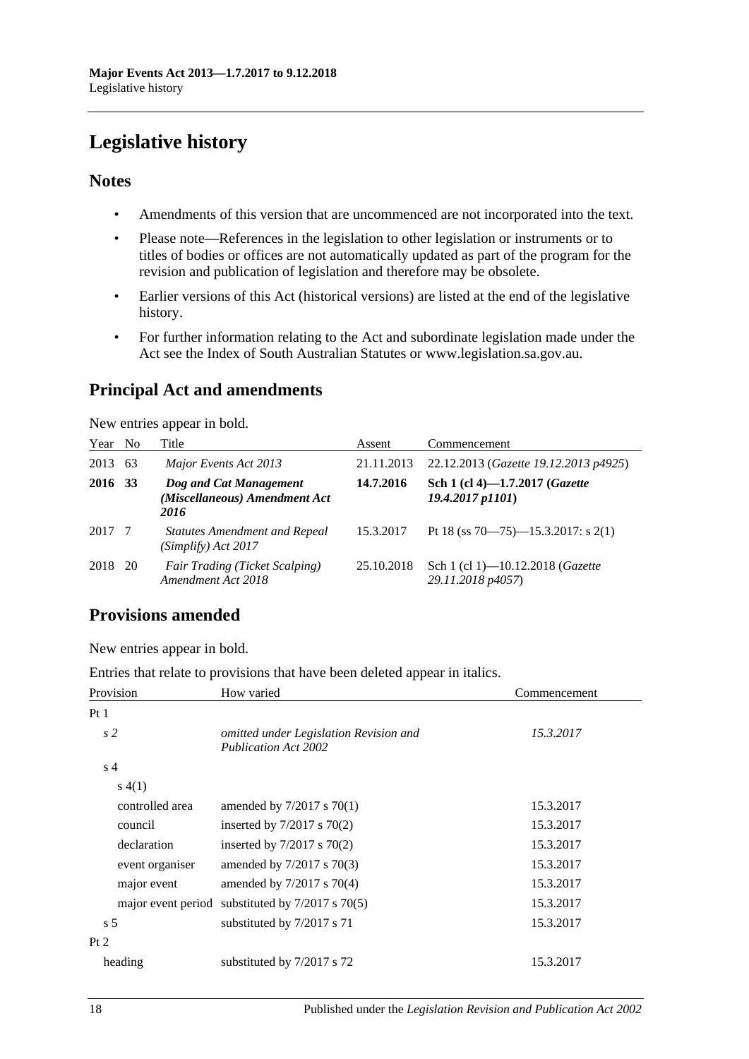# Legislative history

## Notes

- Amendments of this version that are uncommenced are not incorporated into the text.
- Please note—References in the legislation to other legislation or instruments or to titles of bodies or offices are not automatically updated as part of the program for the revision and publication of legislation and therefore may be obsolete.
- Earlier versions of this Act (historical versions) are listed at the end of the legislative history.
- For further information relating to the Act and subordinate legislation made under the Act see the Index of South Australian Statutes or www.legislation.sa.gov.au.

## Principal Act and amendments

New entries appear in bold.

| Year | No | Title | Assent | Commencement |
|---|---|---|---|---|
| 2013 | 63 | *Major Events Act 2013* | 21.11.2013 | 22.12.2013 (*Gazette 19.12.2013 p4925*) |
| **2016** | **33** | ***Dog and Cat Management (Miscellaneous) Amendment Act 2016*** | **14.7.2016** | **Sch 1 (cl 4)—1.7.2017 (*Gazette 19.4.2017 p1101*)** |
| 2017 | 7 | *Statutes Amendment and Repeal (Simplify) Act 2017* | 15.3.2017 | Pt 18 (ss 70—75)—15.3.2017: s 2(1) |
| 2018 | 20 | *Fair Trading (Ticket Scalping) Amendment Act 2018* | 25.10.2018 | Sch 1 (cl 1)—10.12.2018 (*Gazette 29.11.2018 p4057*) |

## Provisions amended

New entries appear in bold.

Entries that relate to provisions that have been deleted appear in italics.

| Provision | How varied | Commencement |
|---|---|---|
| Pt 1 | | |
| *s 2* | *omitted under Legislation Revision and Publication Act 2002* | *15.3.2017* |
| s 4 | | |
| s 4(1) | | |
| controlled area | amended by 7/2017 s 70(1) | 15.3.2017 |
| council | inserted by 7/2017 s 70(2) | 15.3.2017 |
| declaration | inserted by 7/2017 s 70(2) | 15.3.2017 |
| event organiser | amended by 7/2017 s 70(3) | 15.3.2017 |
| major event | amended by 7/2017 s 70(4) | 15.3.2017 |
| major event period | substituted by 7/2017 s 70(5) | 15.3.2017 |
| s 5 | substituted by 7/2017 s 71 | 15.3.2017 |
| Pt 2 | | |
| heading | substituted by 7/2017 s 72 | 15.3.2017 |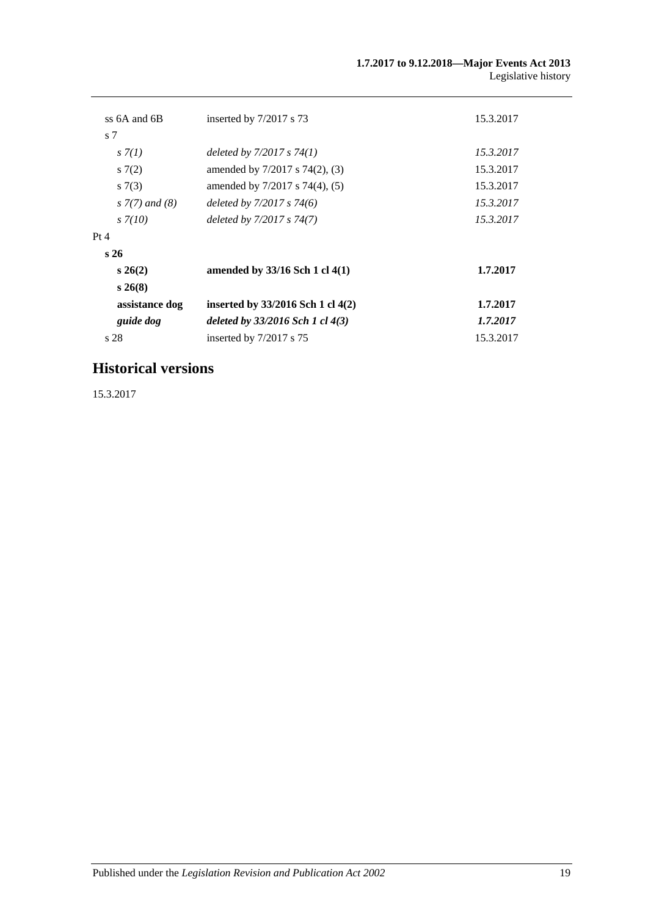| | | |
|---|---|---|
| ss 6A and 6B | inserted by 7/2017 s 73 | 15.3.2017 |
| s 7 | | |
| *s 7(1)* | *deleted by 7/2017 s 74(1)* | *15.3.2017* |
| s 7(2) | amended by 7/2017 s 74(2), (3) | 15.3.2017 |
| s 7(3) | amended by 7/2017 s 74(4), (5) | 15.3.2017 |
| *s 7(7) and (8)* | *deleted by 7/2017 s 74(6)* | *15.3.2017* |
| *s 7(10)* | *deleted by 7/2017 s 74(7)* | *15.3.2017* |
| Pt 4 | | |
| **s 26** | | |
| **s 26(2)** | **amended by 33/16 Sch 1 cl 4(1)** | **1.7.2017** |
| **s 26(8)** | | |
| **assistance dog** | **inserted by 33/2016 Sch 1 cl 4(2)** | **1.7.2017** |
| ***guide dog*** | ***deleted by 33/2016 Sch 1 cl 4(3)*** | ***1.7.2017*** |
| s 28 | inserted by 7/2017 s 75 | 15.3.2017 |

## Historical versions

15.3.2017